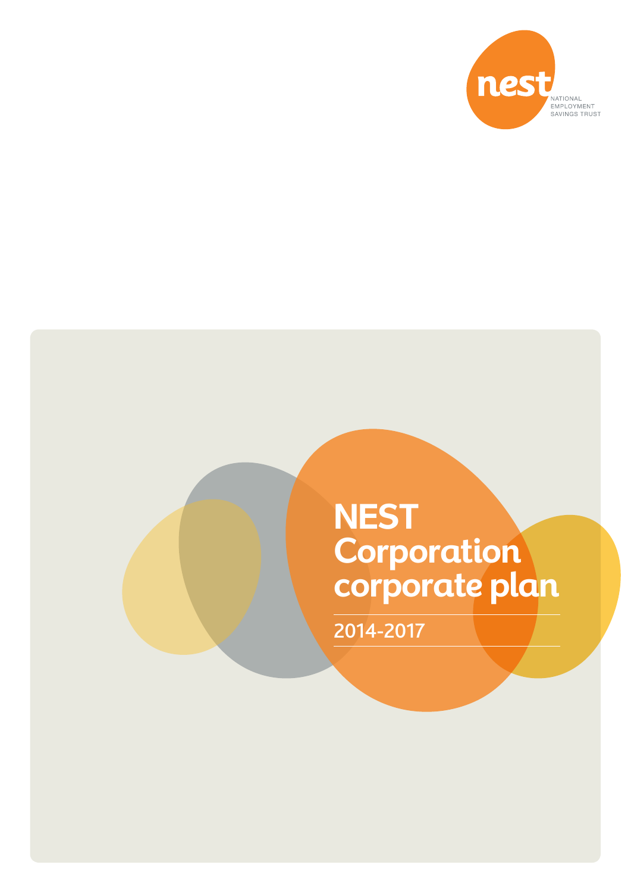nest

NATIONAL EMPLOYMENT SAVINGS TRUST

# NEST Corporation corporate plan

2014-2017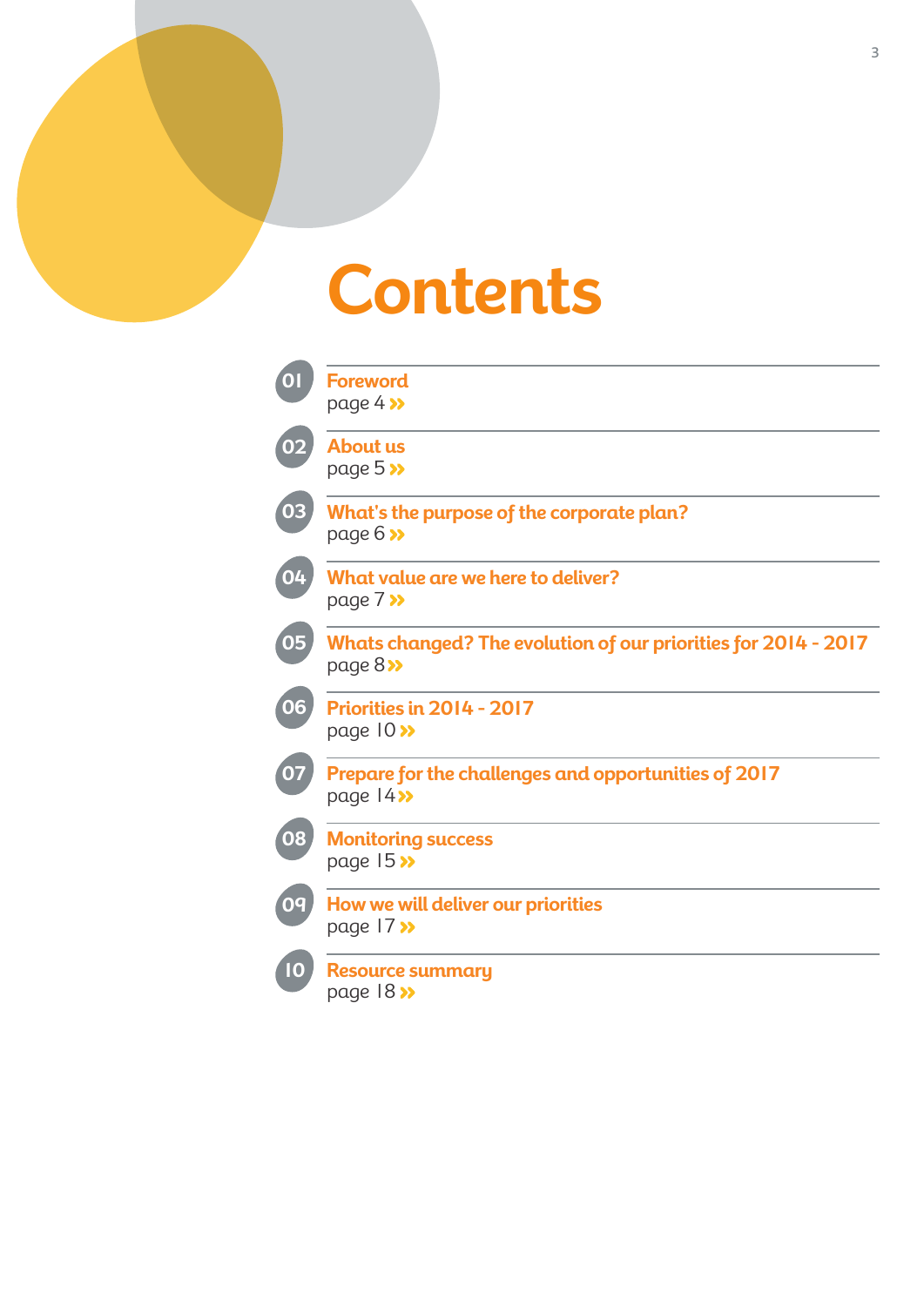# Contents

01 **Foreword**
page 4 »

02 **About us**
page 5 »

03 **What's the purpose of the corporate plan?**
page 6 »

04 **What value are we here to deliver?**
page 7 »

05 **Whats changed? The evolution of our priorities for 2014 - 2017**
page 8 »

06 **Priorities in 2014 - 2017**
page 10 »

07 **Prepare for the challenges and opportunities of 2017**
page 14 »

08 **Monitoring success**
page 15 »

09 **How we will deliver our priorities**
page 17 »

10 **Resource summary**
page 18 »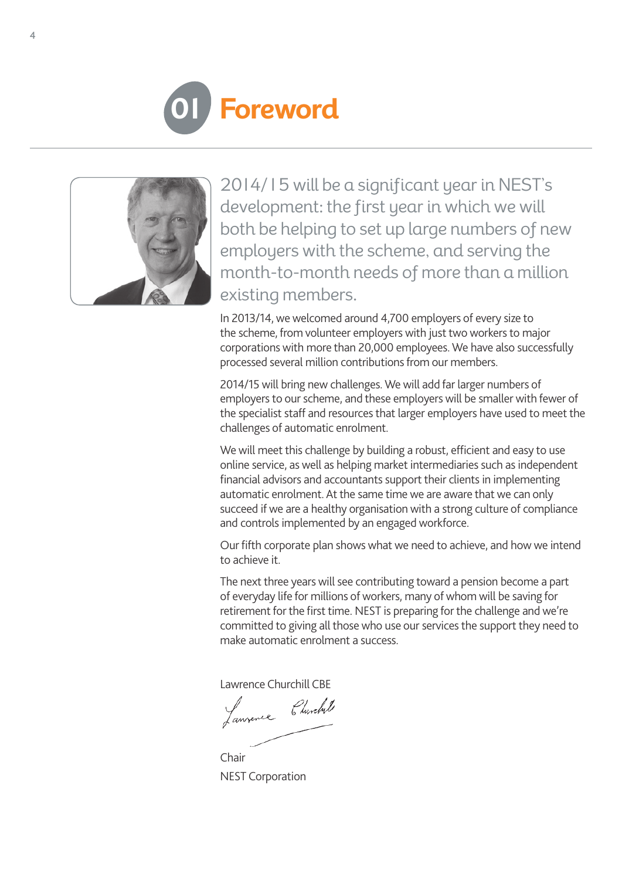# 01 Foreword

2014/15 will be a significant year in NEST's development: the first year in which we will both be helping to set up large numbers of new employers with the scheme, and serving the month-to-month needs of more than a million existing members.

In 2013/14, we welcomed around 4,700 employers of every size to the scheme, from volunteer employers with just two workers to major corporations with more than 20,000 employees. We have also successfully processed several million contributions from our members.

2014/15 will bring new challenges. We will add far larger numbers of employers to our scheme, and these employers will be smaller with fewer of the specialist staff and resources that larger employers have used to meet the challenges of automatic enrolment.

We will meet this challenge by building a robust, efficient and easy to use online service, as well as helping market intermediaries such as independent financial advisors and accountants support their clients in implementing automatic enrolment. At the same time we are aware that we can only succeed if we are a healthy organisation with a strong culture of compliance and controls implemented by an engaged workforce.

Our fifth corporate plan shows what we need to achieve, and how we intend to achieve it.

The next three years will see contributing toward a pension become a part of everyday life for millions of workers, many of whom will be saving for retirement for the first time. NEST is preparing for the challenge and we're committed to giving all those who use our services the support they need to make automatic enrolment a success.

Lawrence Churchill CBE

Chair

NEST Corporation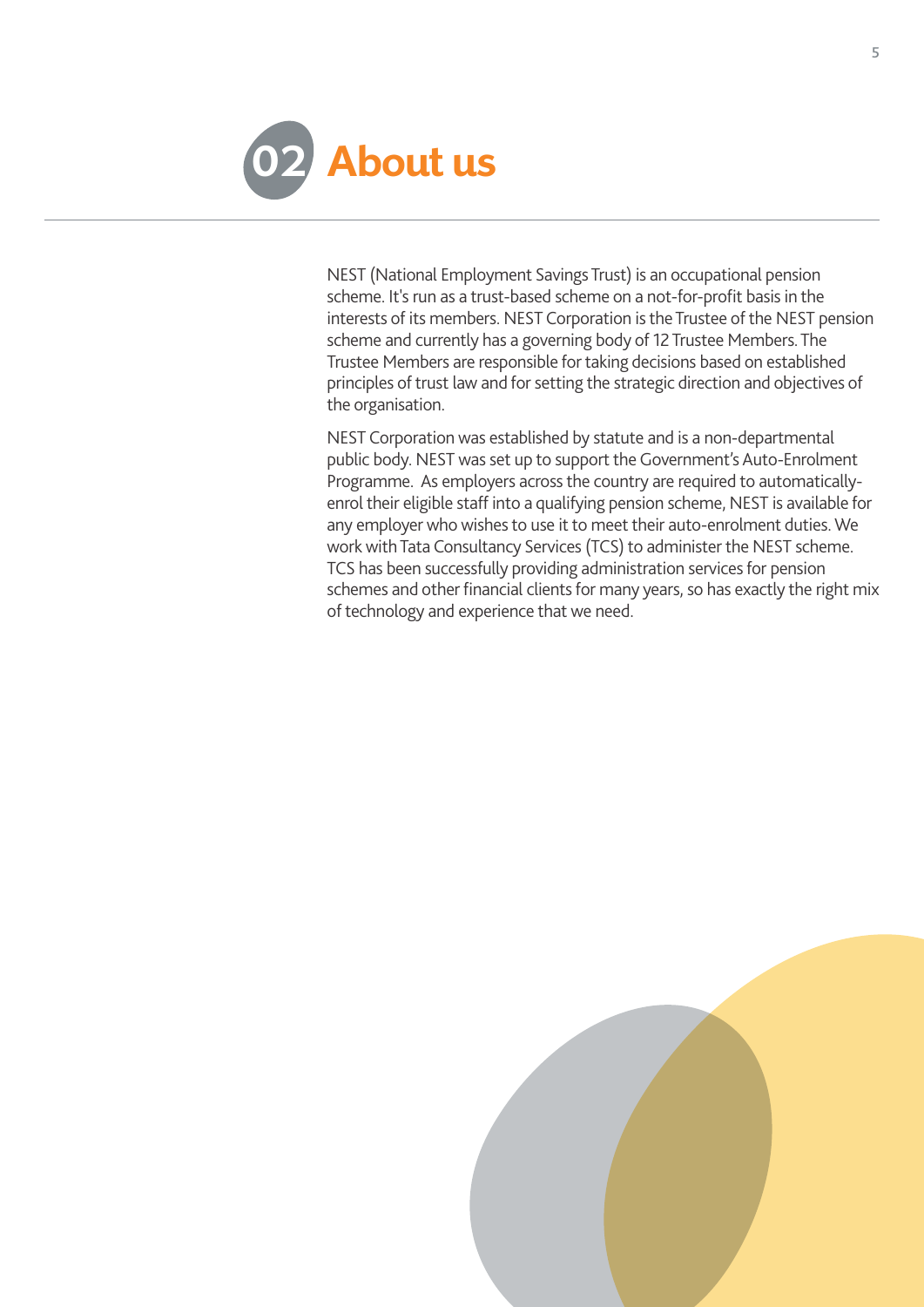# 02 About us

NEST (National Employment Savings Trust) is an occupational pension scheme. It's run as a trust-based scheme on a not-for-profit basis in the interests of its members. NEST Corporation is the Trustee of the NEST pension scheme and currently has a governing body of 12 Trustee Members. The Trustee Members are responsible for taking decisions based on established principles of trust law and for setting the strategic direction and objectives of the organisation.

NEST Corporation was established by statute and is a non-departmental public body. NEST was set up to support the Government's Auto-Enrolment Programme. As employers across the country are required to automatically-enrol their eligible staff into a qualifying pension scheme, NEST is available for any employer who wishes to use it to meet their auto-enrolment duties. We work with Tata Consultancy Services (TCS) to administer the NEST scheme. TCS has been successfully providing administration services for pension schemes and other financial clients for many years, so has exactly the right mix of technology and experience that we need.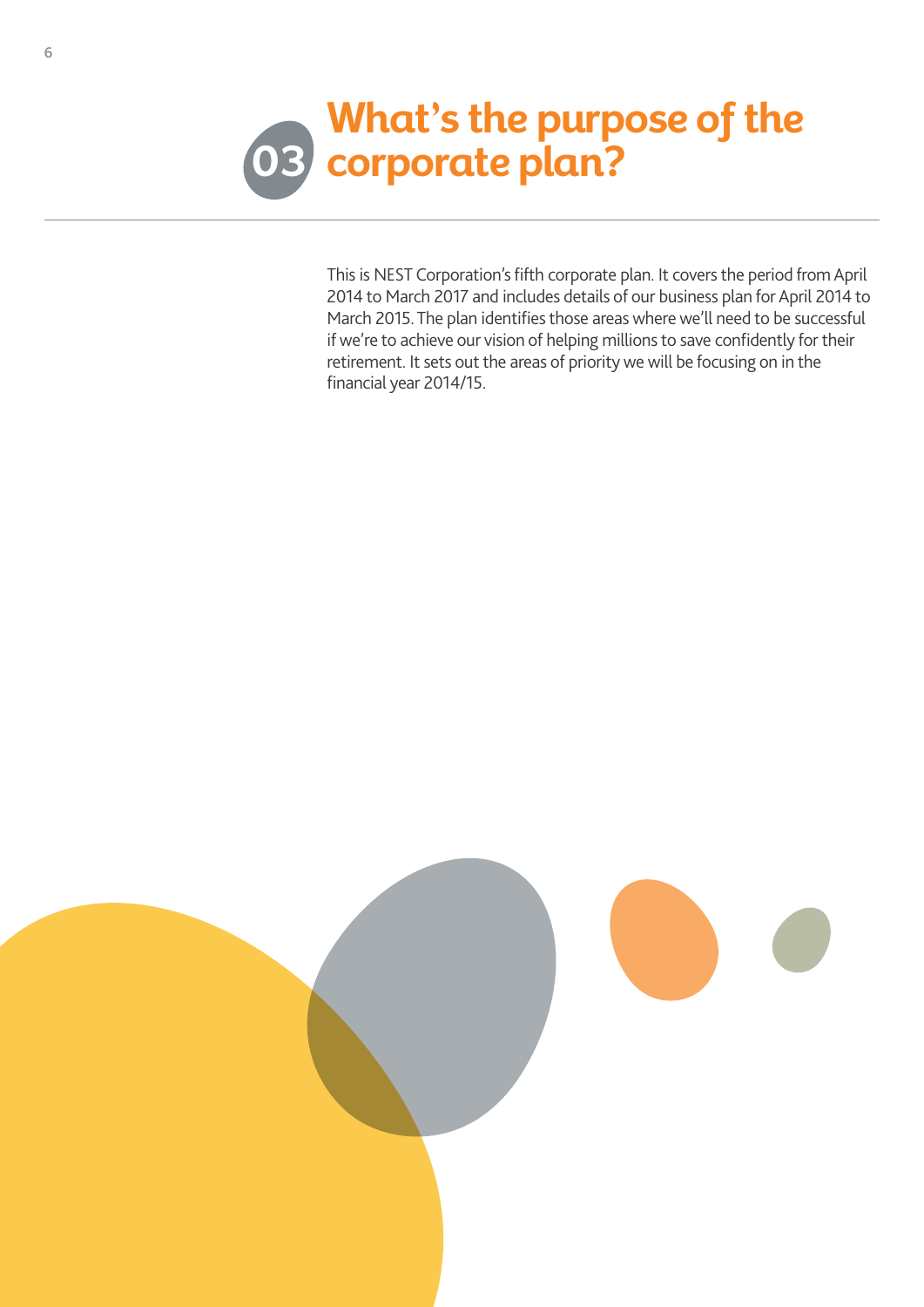# 03 What's the purpose of the corporate plan?

This is NEST Corporation's fifth corporate plan. It covers the period from April 2014 to March 2017 and includes details of our business plan for April 2014 to March 2015. The plan identifies those areas where we'll need to be successful if we're to achieve our vision of helping millions to save confidently for their retirement. It sets out the areas of priority we will be focusing on in the financial year 2014/15.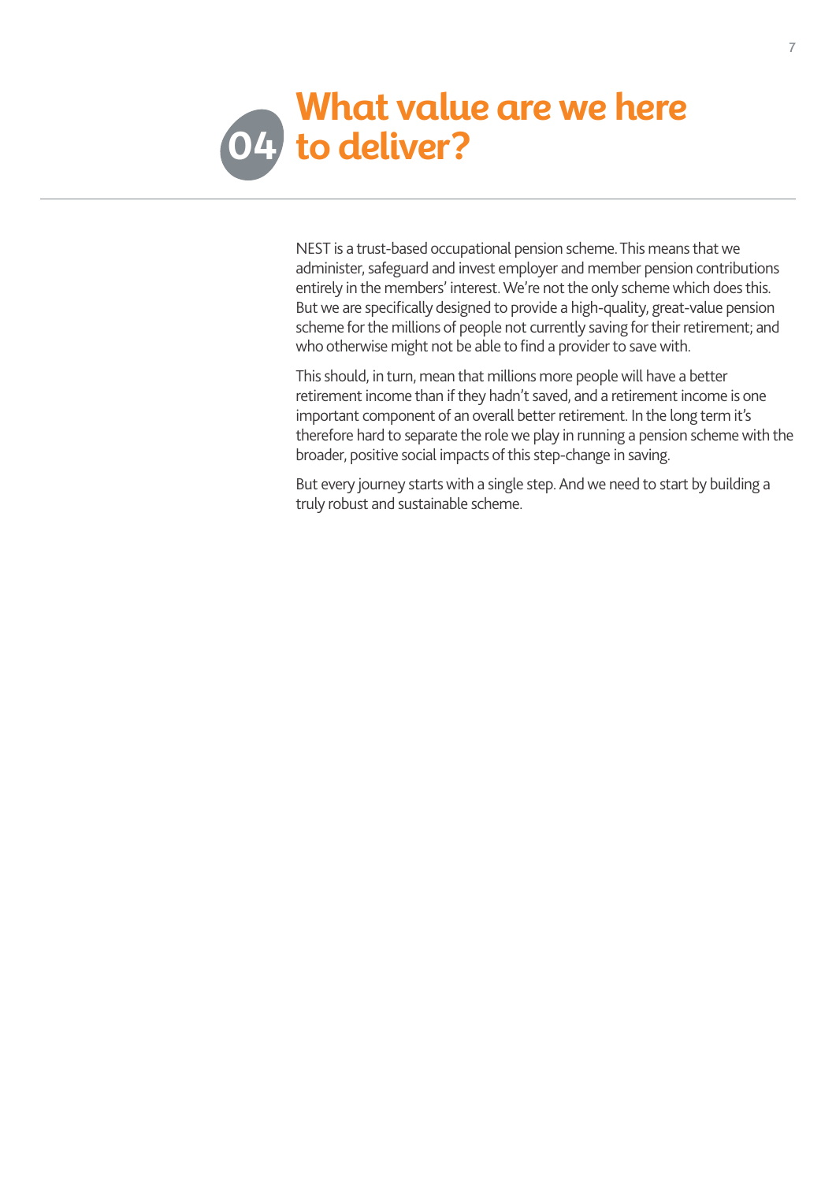# 04 What value are we here to deliver?

NEST is a trust-based occupational pension scheme. This means that we administer, safeguard and invest employer and member pension contributions entirely in the members' interest. We're not the only scheme which does this. But we are specifically designed to provide a high-quality, great-value pension scheme for the millions of people not currently saving for their retirement; and who otherwise might not be able to find a provider to save with.

This should, in turn, mean that millions more people will have a better retirement income than if they hadn't saved, and a retirement income is one important component of an overall better retirement. In the long term it's therefore hard to separate the role we play in running a pension scheme with the broader, positive social impacts of this step-change in saving.

But every journey starts with a single step. And we need to start by building a truly robust and sustainable scheme.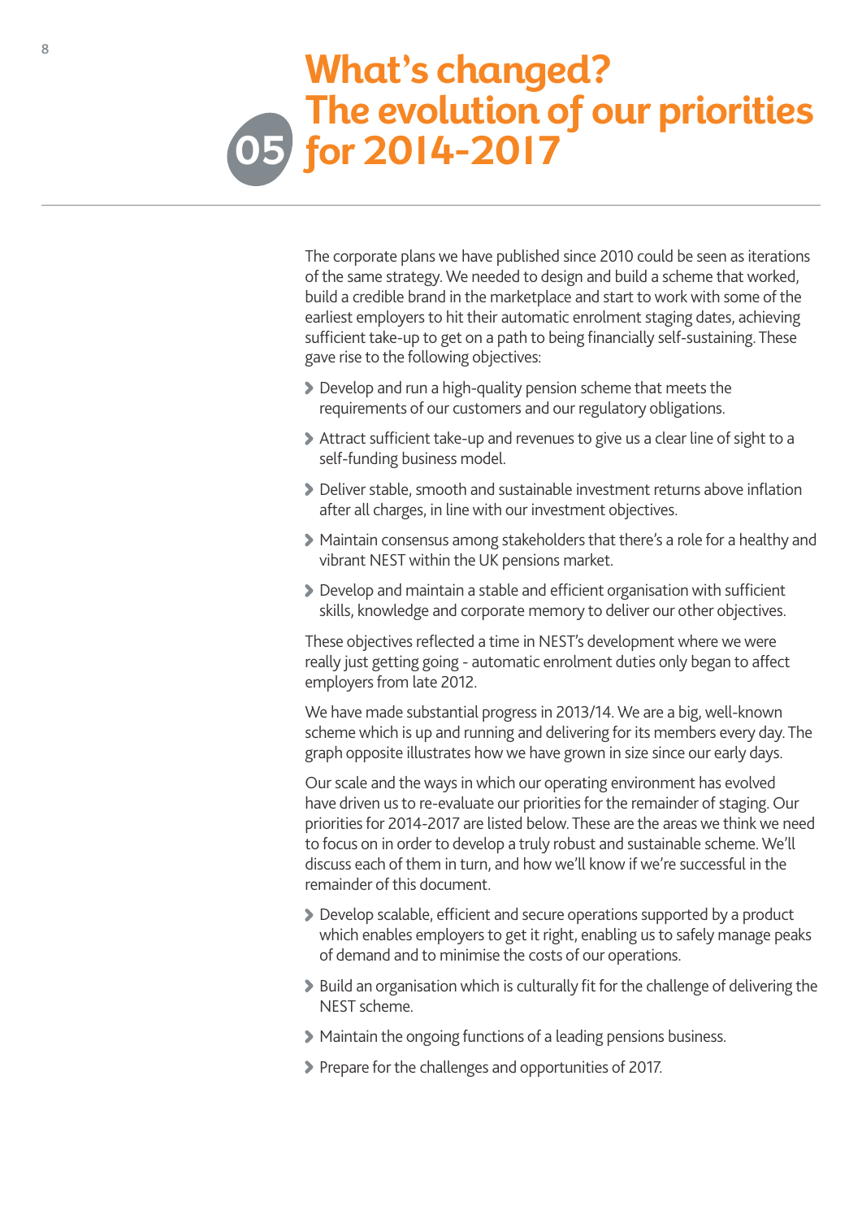# 05 What's changed? The evolution of our priorities for 2014-2017

The corporate plans we have published since 2010 could be seen as iterations of the same strategy. We needed to design and build a scheme that worked, build a credible brand in the marketplace and start to work with some of the earliest employers to hit their automatic enrolment staging dates, achieving sufficient take-up to get on a path to being financially self-sustaining. These gave rise to the following objectives:

- Develop and run a high-quality pension scheme that meets the requirements of our customers and our regulatory obligations.
- Attract sufficient take-up and revenues to give us a clear line of sight to a self-funding business model.
- Deliver stable, smooth and sustainable investment returns above inflation after all charges, in line with our investment objectives.
- Maintain consensus among stakeholders that there's a role for a healthy and vibrant NEST within the UK pensions market.
- Develop and maintain a stable and efficient organisation with sufficient skills, knowledge and corporate memory to deliver our other objectives.

These objectives reflected a time in NEST's development where we were really just getting going - automatic enrolment duties only began to affect employers from late 2012.

We have made substantial progress in 2013/14. We are a big, well-known scheme which is up and running and delivering for its members every day. The graph opposite illustrates how we have grown in size since our early days.

Our scale and the ways in which our operating environment has evolved have driven us to re-evaluate our priorities for the remainder of staging. Our priorities for 2014-2017 are listed below. These are the areas we think we need to focus on in order to develop a truly robust and sustainable scheme. We'll discuss each of them in turn, and how we'll know if we're successful in the remainder of this document.

- Develop scalable, efficient and secure operations supported by a product which enables employers to get it right, enabling us to safely manage peaks of demand and to minimise the costs of our operations.
- Build an organisation which is culturally fit for the challenge of delivering the NEST scheme.
- Maintain the ongoing functions of a leading pensions business.
- Prepare for the challenges and opportunities of 2017.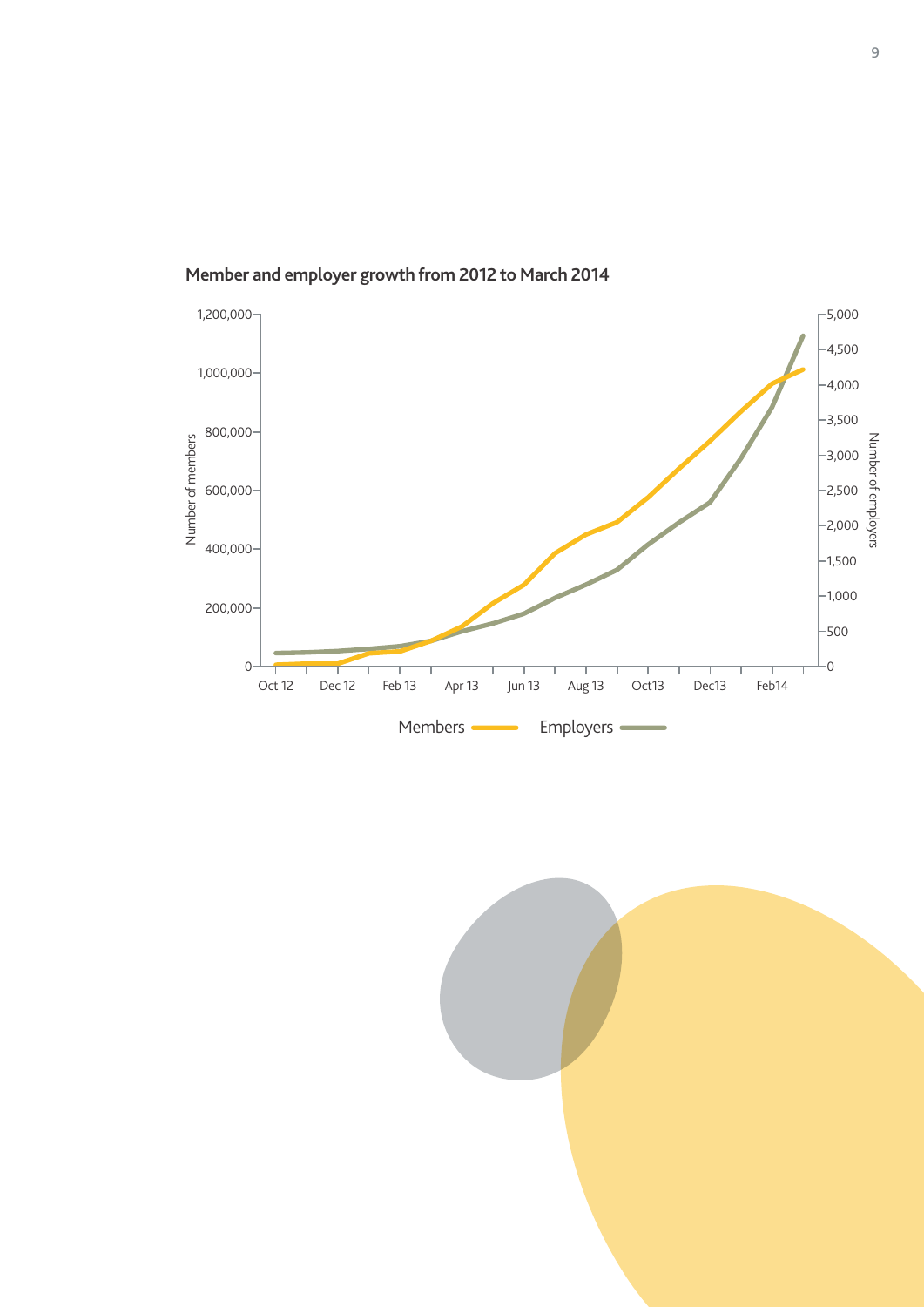**Member and employer growth from 2012 to March 2014**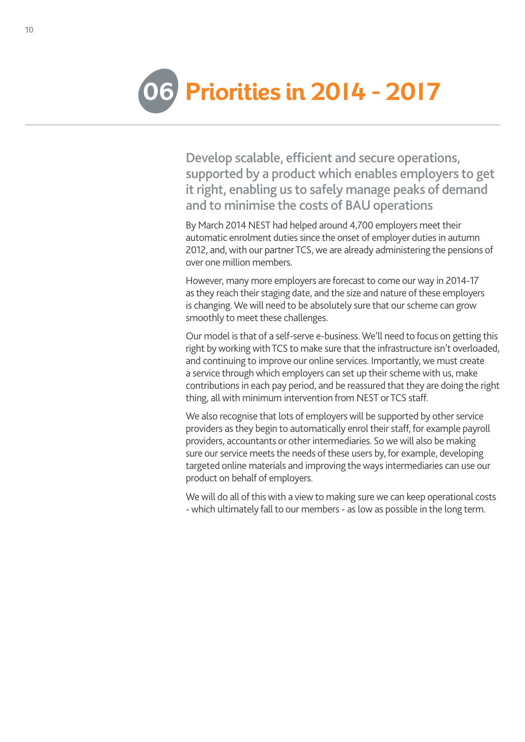# 06 Priorities in 2014 - 2017

## Develop scalable, efficient and secure operations, supported by a product which enables employers to get it right, enabling us to safely manage peaks of demand and to minimise the costs of BAU operations

By March 2014 NEST had helped around 4,700 employers meet their automatic enrolment duties since the onset of employer duties in autumn 2012, and, with our partner TCS, we are already administering the pensions of over one million members.

However, many more employers are forecast to come our way in 2014-17 as they reach their staging date, and the size and nature of these employers is changing. We will need to be absolutely sure that our scheme can grow smoothly to meet these challenges.

Our model is that of a self-serve e-business. We'll need to focus on getting this right by working with TCS to make sure that the infrastructure isn't overloaded, and continuing to improve our online services. Importantly, we must create a service through which employers can set up their scheme with us, make contributions in each pay period, and be reassured that they are doing the right thing, all with minimum intervention from NEST or TCS staff.

We also recognise that lots of employers will be supported by other service providers as they begin to automatically enrol their staff, for example payroll providers, accountants or other intermediaries. So we will also be making sure our service meets the needs of these users by, for example, developing targeted online materials and improving the ways intermediaries can use our product on behalf of employers.

We will do all of this with a view to making sure we can keep operational costs - which ultimately fall to our members - as low as possible in the long term.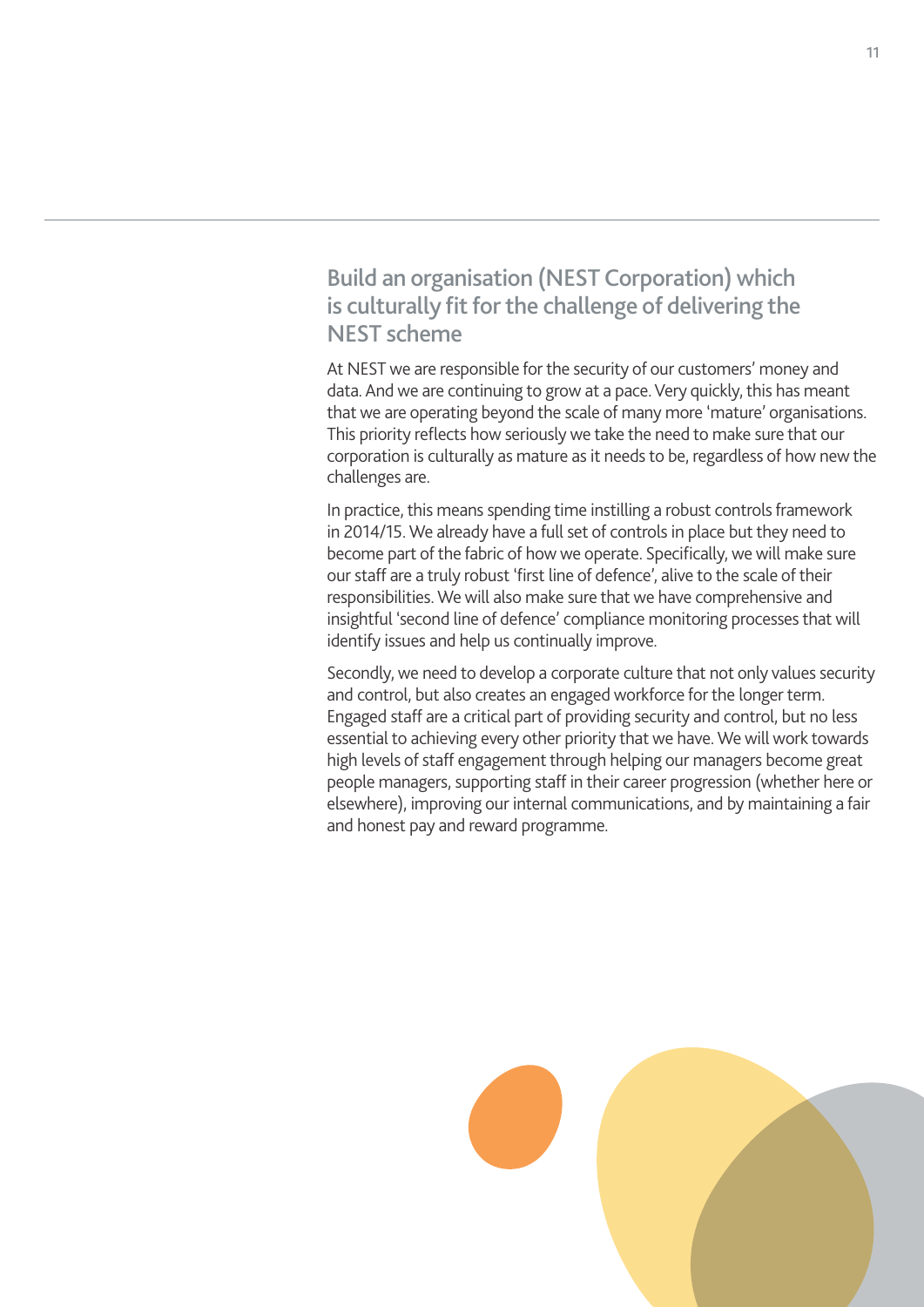## Build an organisation (NEST Corporation) which is culturally fit for the challenge of delivering the NEST scheme

At NEST we are responsible for the security of our customers' money and data. And we are continuing to grow at a pace. Very quickly, this has meant that we are operating beyond the scale of many more 'mature' organisations. This priority reflects how seriously we take the need to make sure that our corporation is culturally as mature as it needs to be, regardless of how new the challenges are.

In practice, this means spending time instilling a robust controls framework in 2014/15. We already have a full set of controls in place but they need to become part of the fabric of how we operate. Specifically, we will make sure our staff are a truly robust 'first line of defence', alive to the scale of their responsibilities. We will also make sure that we have comprehensive and insightful 'second line of defence' compliance monitoring processes that will identify issues and help us continually improve.

Secondly, we need to develop a corporate culture that not only values security and control, but also creates an engaged workforce for the longer term. Engaged staff are a critical part of providing security and control, but no less essential to achieving every other priority that we have. We will work towards high levels of staff engagement through helping our managers become great people managers, supporting staff in their career progression (whether here or elsewhere), improving our internal communications, and by maintaining a fair and honest pay and reward programme.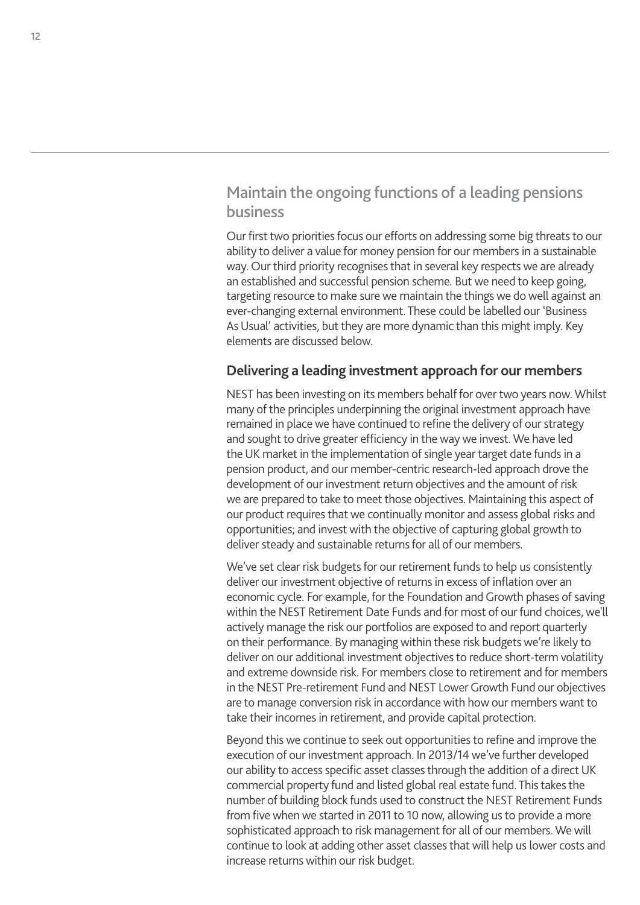## Maintain the ongoing functions of a leading pensions business

Our first two priorities focus our efforts on addressing some big threats to our ability to deliver a value for money pension for our members in a sustainable way. Our third priority recognises that in several key respects we are already an established and successful pension scheme. But we need to keep going, targeting resource to make sure we maintain the things we do well against an ever-changing external environment. These could be labelled our 'Business As Usual' activities, but they are more dynamic than this might imply. Key elements are discussed below.

### Delivering a leading investment approach for our members

NEST has been investing on its members behalf for over two years now. Whilst many of the principles underpinning the original investment approach have remained in place we have continued to refine the delivery of our strategy and sought to drive greater efficiency in the way we invest. We have led the UK market in the implementation of single year target date funds in a pension product, and our member-centric research-led approach drove the development of our investment return objectives and the amount of risk we are prepared to take to meet those objectives. Maintaining this aspect of our product requires that we continually monitor and assess global risks and opportunities; and invest with the objective of capturing global growth to deliver steady and sustainable returns for all of our members.

We've set clear risk budgets for our retirement funds to help us consistently deliver our investment objective of returns in excess of inflation over an economic cycle. For example, for the Foundation and Growth phases of saving within the NEST Retirement Date Funds and for most of our fund choices, we'll actively manage the risk our portfolios are exposed to and report quarterly on their performance. By managing within these risk budgets we're likely to deliver on our additional investment objectives to reduce short-term volatility and extreme downside risk. For members close to retirement and for members in the NEST Pre-retirement Fund and NEST Lower Growth Fund our objectives are to manage conversion risk in accordance with how our members want to take their incomes in retirement, and provide capital protection.

Beyond this we continue to seek out opportunities to refine and improve the execution of our investment approach. In 2013/14 we've further developed our ability to access specific asset classes through the addition of a direct UK commercial property fund and listed global real estate fund. This takes the number of building block funds used to construct the NEST Retirement Funds from five when we started in 2011 to 10 now, allowing us to provide a more sophisticated approach to risk management for all of our members. We will continue to look at adding other asset classes that will help us lower costs and increase returns within our risk budget.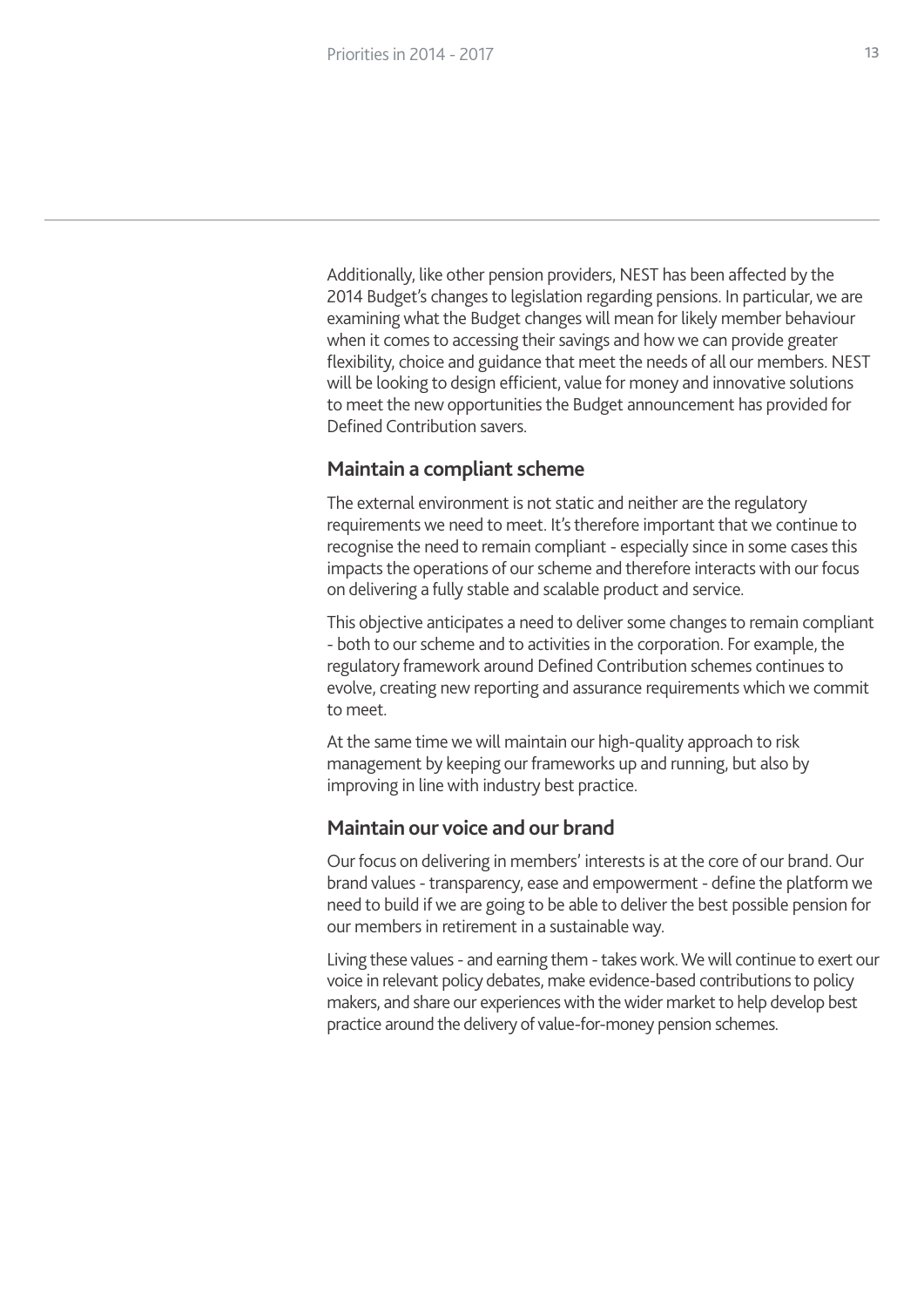Additionally, like other pension providers, NEST has been affected by the 2014 Budget's changes to legislation regarding pensions. In particular, we are examining what the Budget changes will mean for likely member behaviour when it comes to accessing their savings and how we can provide greater flexibility, choice and guidance that meet the needs of all our members. NEST will be looking to design efficient, value for money and innovative solutions to meet the new opportunities the Budget announcement has provided for Defined Contribution savers.

### Maintain a compliant scheme

The external environment is not static and neither are the regulatory requirements we need to meet. It's therefore important that we continue to recognise the need to remain compliant - especially since in some cases this impacts the operations of our scheme and therefore interacts with our focus on delivering a fully stable and scalable product and service.

This objective anticipates a need to deliver some changes to remain compliant - both to our scheme and to activities in the corporation. For example, the regulatory framework around Defined Contribution schemes continues to evolve, creating new reporting and assurance requirements which we commit to meet.

At the same time we will maintain our high-quality approach to risk management by keeping our frameworks up and running, but also by improving in line with industry best practice.

### Maintain our voice and our brand

Our focus on delivering in members' interests is at the core of our brand. Our brand values - transparency, ease and empowerment - define the platform we need to build if we are going to be able to deliver the best possible pension for our members in retirement in a sustainable way.

Living these values - and earning them - takes work. We will continue to exert our voice in relevant policy debates, make evidence-based contributions to policy makers, and share our experiences with the wider market to help develop best practice around the delivery of value-for-money pension schemes.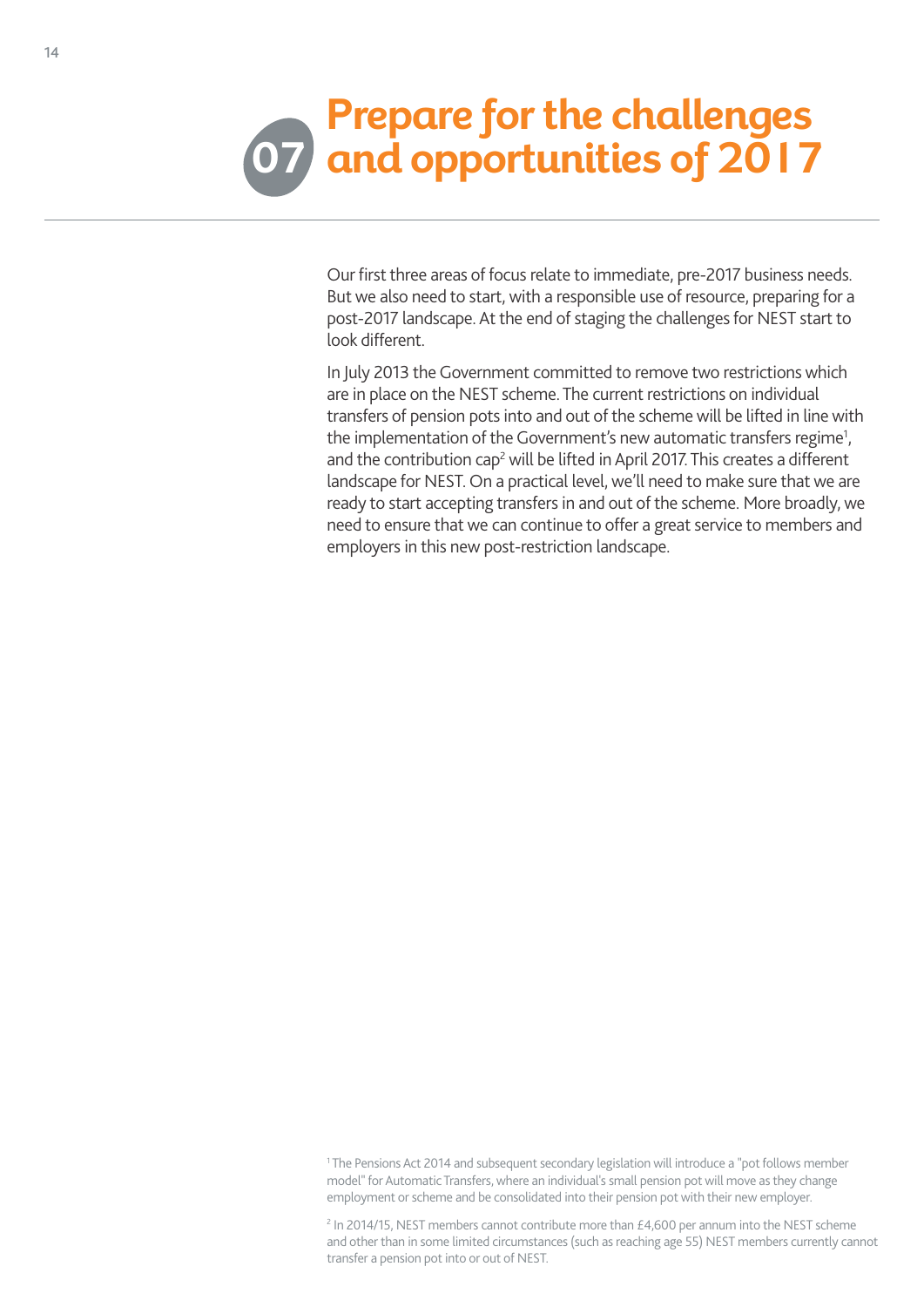# 07 Prepare for the challenges and opportunities of 2017

Our first three areas of focus relate to immediate, pre-2017 business needs. But we also need to start, with a responsible use of resource, preparing for a post-2017 landscape. At the end of staging the challenges for NEST start to look different.

In July 2013 the Government committed to remove two restrictions which are in place on the NEST scheme. The current restrictions on individual transfers of pension pots into and out of the scheme will be lifted in line with the implementation of the Government's new automatic transfers regime[1], and the contribution cap[2] will be lifted in April 2017. This creates a different landscape for NEST. On a practical level, we'll need to make sure that we are ready to start accepting transfers in and out of the scheme. More broadly, we need to ensure that we can continue to offer a great service to members and employers in this new post-restriction landscape.

[1] The Pensions Act 2014 and subsequent secondary legislation will introduce a "pot follows member model" for Automatic Transfers, where an individual's small pension pot will move as they change employment or scheme and be consolidated into their pension pot with their new employer.

[2] In 2014/15, NEST members cannot contribute more than £4,600 per annum into the NEST scheme and other than in some limited circumstances (such as reaching age 55) NEST members currently cannot transfer a pension pot into or out of NEST.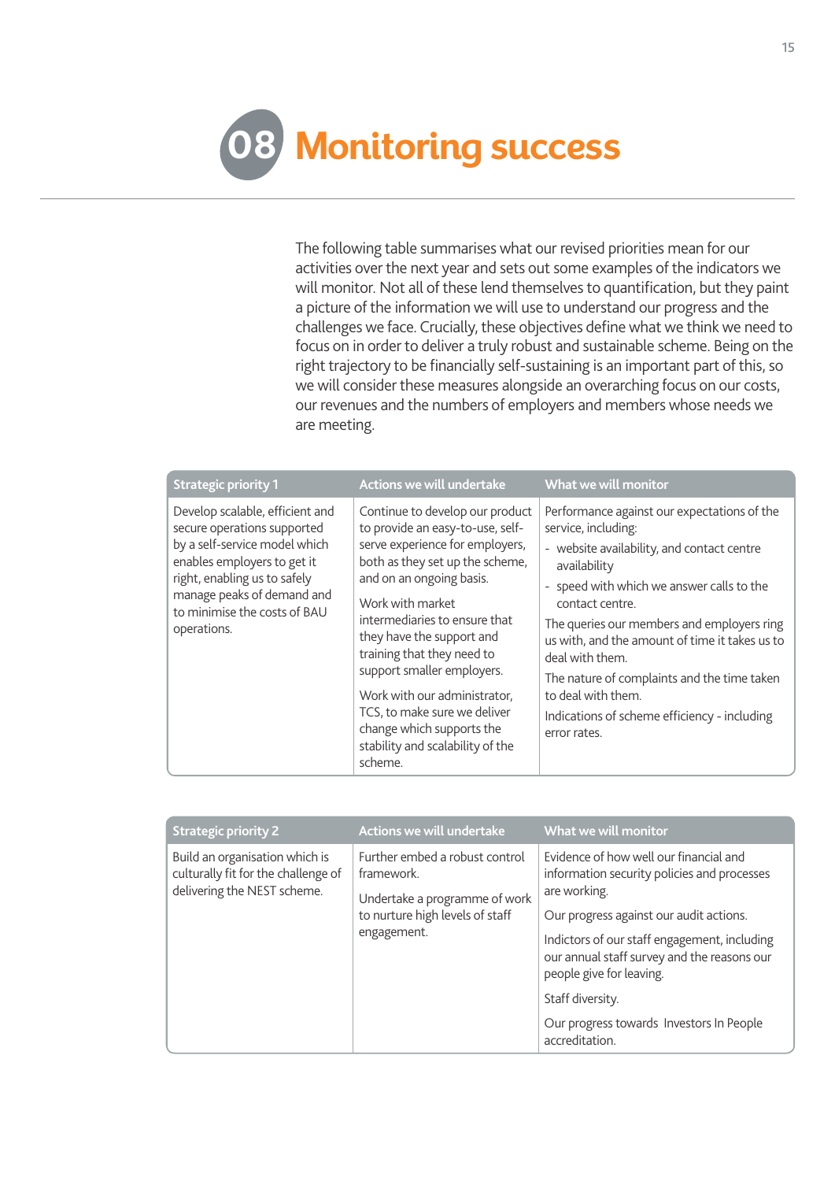# 08 Monitoring success

The following table summarises what our revised priorities mean for our activities over the next year and sets out some examples of the indicators we will monitor. Not all of these lend themselves to quantification, but they paint a picture of the information we will use to understand our progress and the challenges we face. Crucially, these objectives define what we think we need to focus on in order to deliver a truly robust and sustainable scheme. Being on the right trajectory to be financially self-sustaining is an important part of this, so we will consider these measures alongside an overarching focus on our costs, our revenues and the numbers of employers and members whose needs we are meeting.

| Strategic priority 1 | Actions we will undertake | What we will monitor |
|---|---|---|
| Develop scalable, efficient and secure operations supported by a self-service model which enables employers to get it right, enabling us to safely manage peaks of demand and to minimise the costs of BAU operations. | Continue to develop our product to provide an easy-to-use, self-serve experience for employers, both as they set up the scheme, and on an ongoing basis.<br><br>Work with market intermediaries to ensure that they have the support and training that they need to support smaller employers.<br><br>Work with our administrator, TCS, to make sure we deliver change which supports the stability and scalability of the scheme. | Performance against our expectations of the service, including:<br>- website availability, and contact centre availability<br>- speed with which we answer calls to the contact centre.<br><br>The queries our members and employers ring us with, and the amount of time it takes us to deal with them.<br><br>The nature of complaints and the time taken to deal with them.<br><br>Indications of scheme efficiency - including error rates. |

| Strategic priority 2 | Actions we will undertake | What we will monitor |
|---|---|---|
| Build an organisation which is culturally fit for the challenge of delivering the NEST scheme. | Further embed a robust control framework.<br><br>Undertake a programme of work to nurture high levels of staff engagement. | Evidence of how well our financial and information security policies and processes are working.<br><br>Our progress against our audit actions.<br><br>Indictors of our staff engagement, including our annual staff survey and the reasons our people give for leaving.<br><br>Staff diversity.<br><br>Our progress towards Investors In People accreditation. |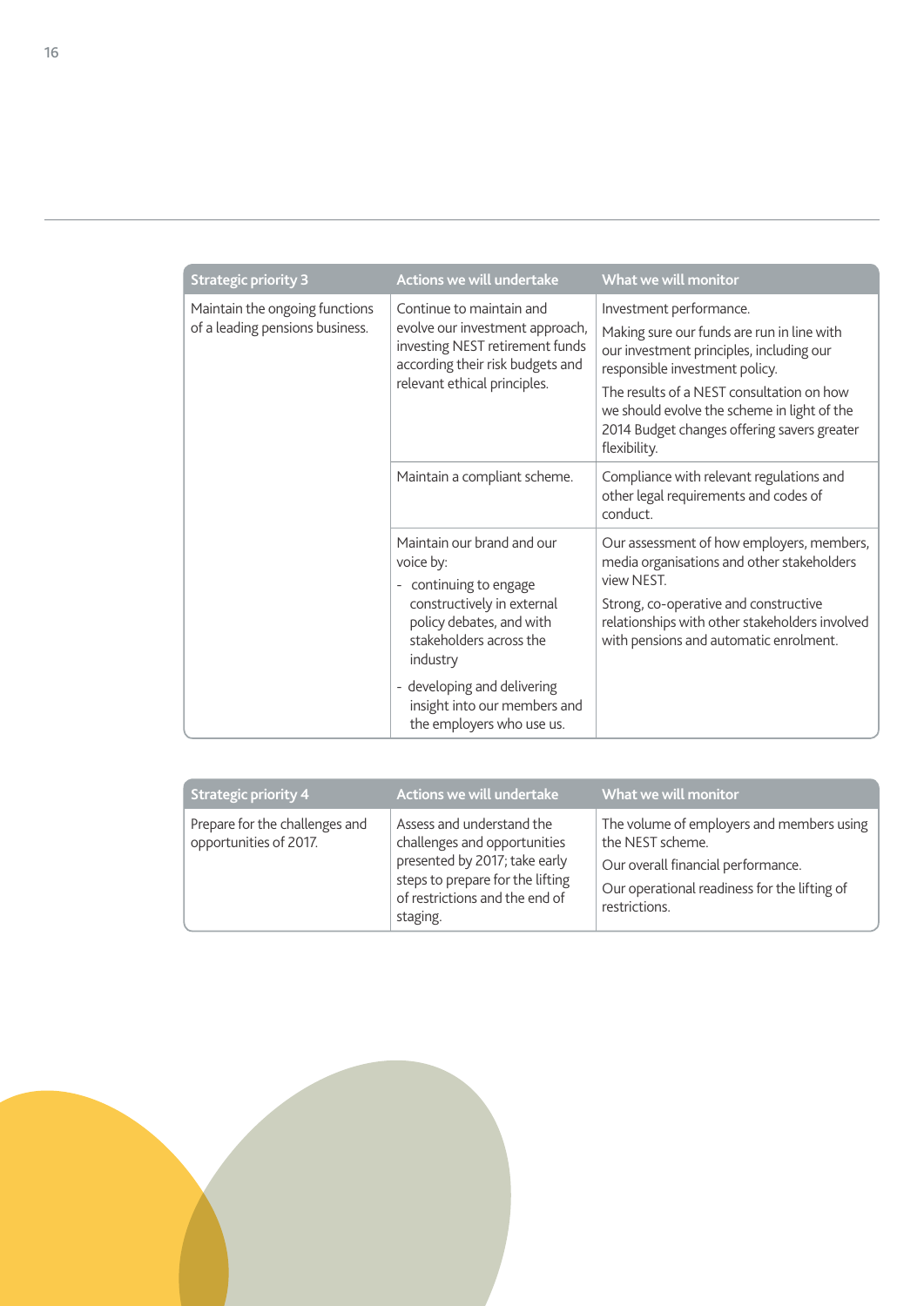| Strategic priority 3 | Actions we will undertake | What we will monitor |
|---|---|---|
| Maintain the ongoing functions of a leading pensions business. | Continue to maintain and evolve our investment approach, investing NEST retirement funds according their risk budgets and relevant ethical principles. | Investment performance.<br><br>Making sure our funds are run in line with our investment principles, including our responsible investment policy.<br><br>The results of a NEST consultation on how we should evolve the scheme in light of the 2014 Budget changes offering savers greater flexibility. |
| | Maintain a compliant scheme. | Compliance with relevant regulations and other legal requirements and codes of conduct. |
| | Maintain our brand and our voice by:<br>- continuing to engage constructively in external policy debates, and with stakeholders across the industry<br>- developing and delivering insight into our members and the employers who use us. | Our assessment of how employers, members, media organisations and other stakeholders view NEST.<br><br>Strong, co-operative and constructive relationships with other stakeholders involved with pensions and automatic enrolment. |

| Strategic priority 4 | Actions we will undertake | What we will monitor |
|---|---|---|
| Prepare for the challenges and opportunities of 2017. | Assess and understand the challenges and opportunities presented by 2017; take early steps to prepare for the lifting of restrictions and the end of staging. | The volume of employers and members using the NEST scheme.<br><br>Our overall financial performance.<br><br>Our operational readiness for the lifting of restrictions. |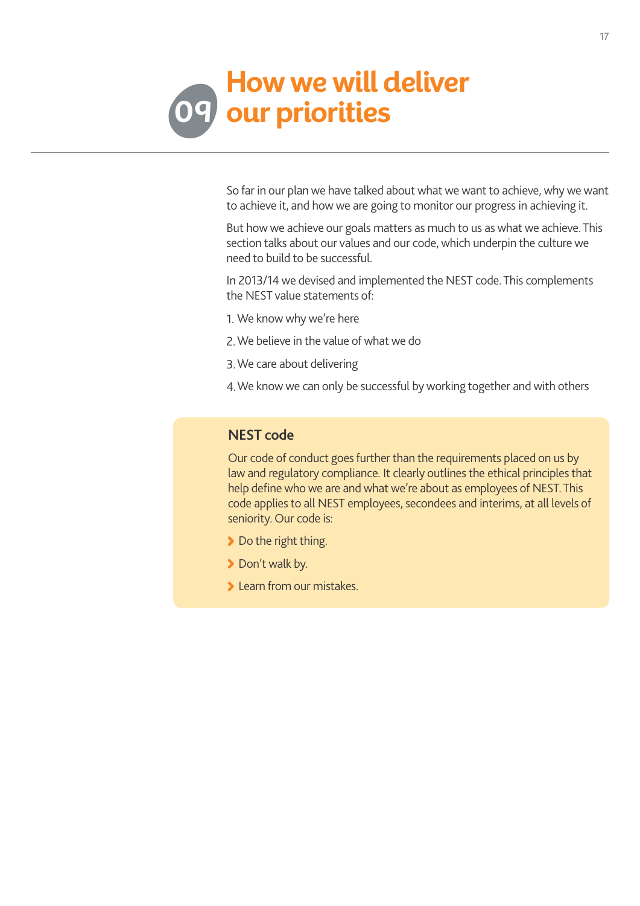# 09 How we will deliver our priorities

So far in our plan we have talked about what we want to achieve, why we want to achieve it, and how we are going to monitor our progress in achieving it.

But how we achieve our goals matters as much to us as what we achieve. This section talks about our values and our code, which underpin the culture we need to build to be successful.

In 2013/14 we devised and implemented the NEST code. This complements the NEST value statements of:

1. We know why we're here
2. We believe in the value of what we do
3. We care about delivering
4. We know we can only be successful by working together and with others

## NEST code

Our code of conduct goes further than the requirements placed on us by law and regulatory compliance. It clearly outlines the ethical principles that help define who we are and what we're about as employees of NEST. This code applies to all NEST employees, secondees and interims, at all levels of seniority. Our code is:

- Do the right thing.
- Don't walk by.
- Learn from our mistakes.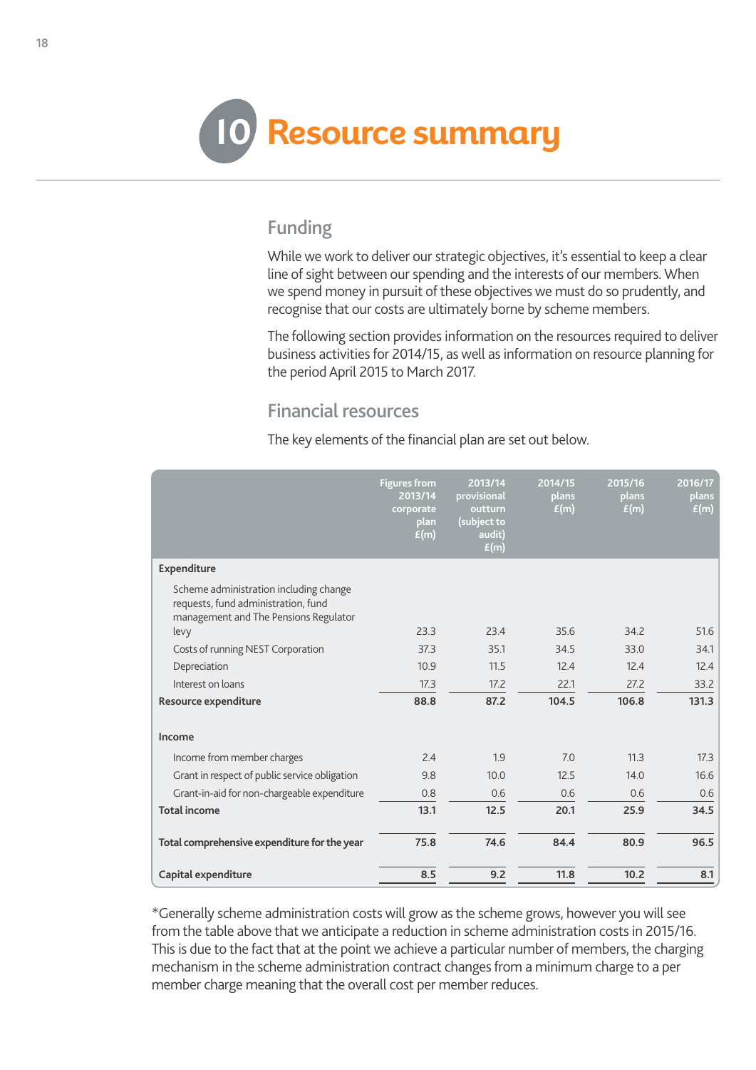# 10 Resource summary

## Funding

While we work to deliver our strategic objectives, it's essential to keep a clear line of sight between our spending and the interests of our members. When we spend money in pursuit of these objectives we must do so prudently, and recognise that our costs are ultimately borne by scheme members.

The following section provides information on the resources required to deliver business activities for 2014/15, as well as information on resource planning for the period April 2015 to March 2017.

## Financial resources

The key elements of the financial plan are set out below.

| | Figures from 2013/14 corporate plan £(m) | 2013/14 provisional outturn (subject to audit) £(m) | 2014/15 plans £(m) | 2015/16 plans £(m) | 2016/17 plans £(m) |
|---|---|---|---|---|---|
| **Expenditure** | | | | | |
| Scheme administration including change requests, fund administration, fund management and The Pensions Regulator levy | 23.3 | 23.4 | 35.6 | 34.2 | 51.6 |
| Costs of running NEST Corporation | 37.3 | 35.1 | 34.5 | 33.0 | 34.1 |
| Depreciation | 10.9 | 11.5 | 12.4 | 12.4 | 12.4 |
| Interest on loans | 17.3 | 17.2 | 22.1 | 27.2 | 33.2 |
| **Resource expenditure** | **88.8** | **87.2** | **104.5** | **106.8** | **131.3** |
| **Income** | | | | | |
| Income from member charges | 2.4 | 1.9 | 7.0 | 11.3 | 17.3 |
| Grant in respect of public service obligation | 9.8 | 10.0 | 12.5 | 14.0 | 16.6 |
| Grant-in-aid for non-chargeable expenditure | 0.8 | 0.6 | 0.6 | 0.6 | 0.6 |
| **Total income** | **13.1** | **12.5** | **20.1** | **25.9** | **34.5** |
| **Total comprehensive expenditure for the year** | **75.8** | **74.6** | **84.4** | **80.9** | **96.5** |
| **Capital expenditure** | **8.5** | **9.2** | **11.8** | **10.2** | **8.1** |

*Generally scheme administration costs will grow as the scheme grows, however you will see from the table above that we anticipate a reduction in scheme administration costs in 2015/16. This is due to the fact that at the point we achieve a particular number of members, the charging mechanism in the scheme administration contract changes from a minimum charge to a per member charge meaning that the overall cost per member reduces.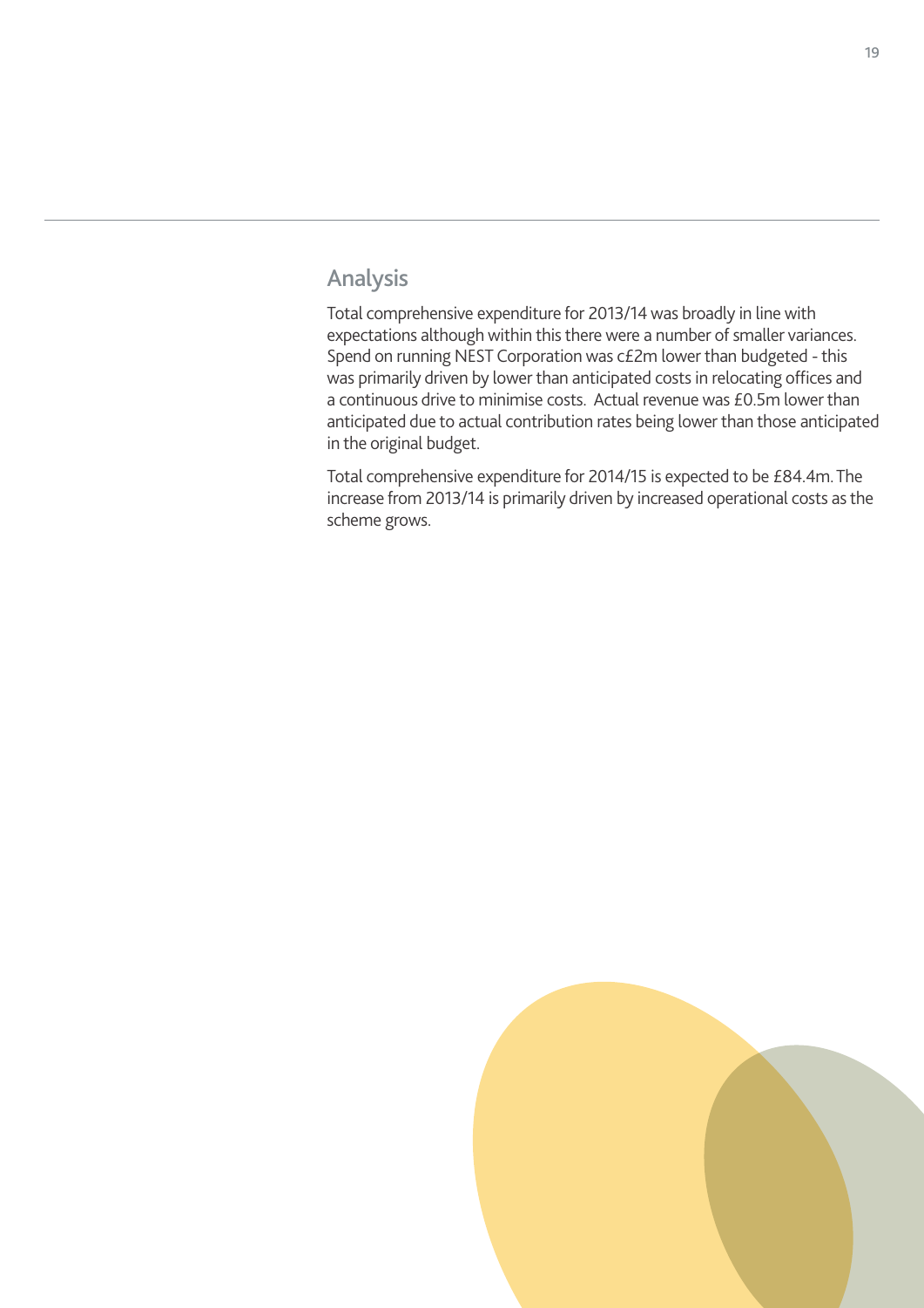## Analysis

Total comprehensive expenditure for 2013/14 was broadly in line with expectations although within this there were a number of smaller variances. Spend on running NEST Corporation was c£2m lower than budgeted - this was primarily driven by lower than anticipated costs in relocating offices and a continuous drive to minimise costs. Actual revenue was £0.5m lower than anticipated due to actual contribution rates being lower than those anticipated in the original budget.

Total comprehensive expenditure for 2014/15 is expected to be £84.4m. The increase from 2013/14 is primarily driven by increased operational costs as the scheme grows.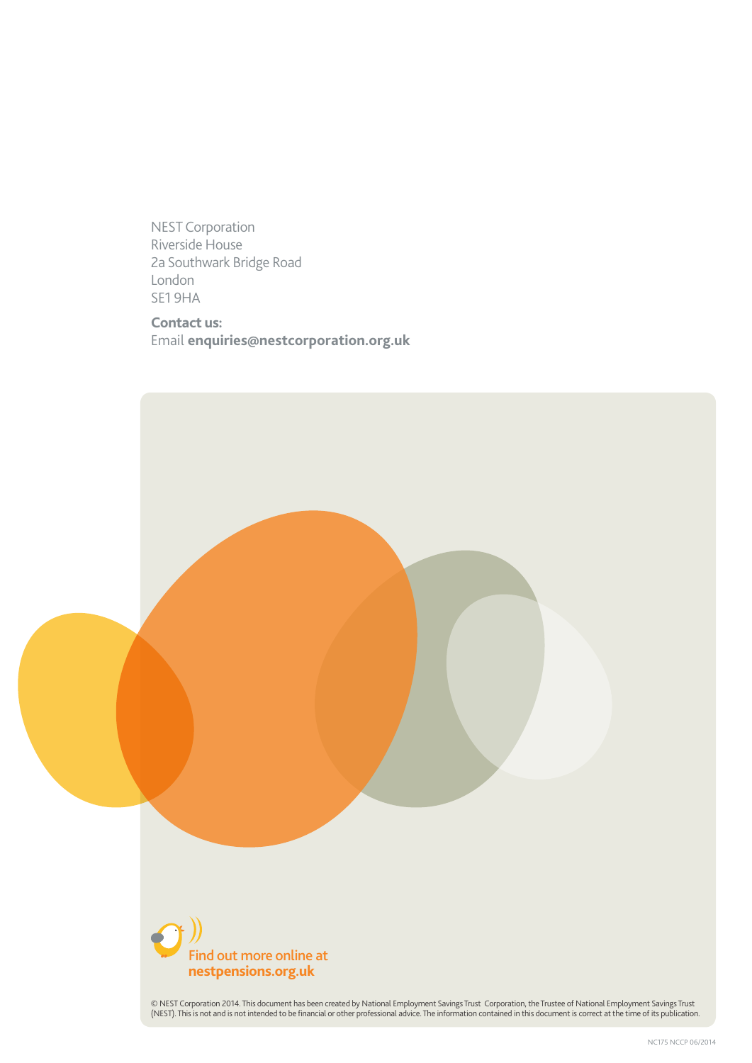NEST Corporation
Riverside House
2a Southwark Bridge Road
London
SE1 9HA

**Contact us:**
Email **enquiries@nestcorporation.org.uk**

Find out more online at
**nestpensions.org.uk**

© NEST Corporation 2014. This document has been created by National Employment Savings Trust Corporation, the Trustee of National Employment Savings Trust (NEST). This is not and is not intended to be financial or other professional advice. The information contained in this document is correct at the time of its publication.

NC175 NCCP 06/2014